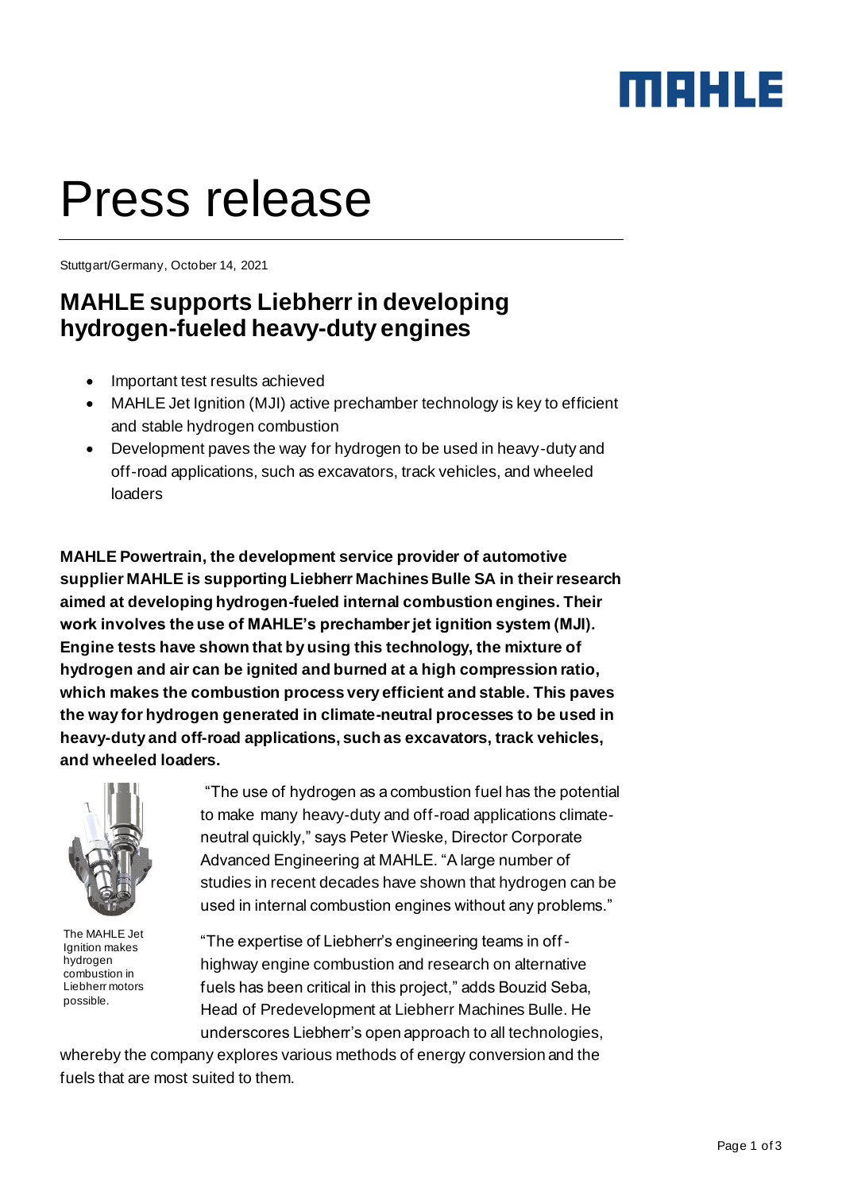# Press release

Stuttgart/Germany, October 14, 2021

## MAHLE supports Liebherr in developing hydrogen-fueled heavy-duty engines

- Important test results achieved
- MAHLE Jet Ignition (MJI) active prechamber technology is key to efficient and stable hydrogen combustion
- Development paves the way for hydrogen to be used in heavy-duty and off-road applications, such as excavators, track vehicles, and wheeled loaders

**MAHLE Powertrain, the development service provider of automotive supplier MAHLE is supporting Liebherr Machines Bulle SA in their research aimed at developing hydrogen-fueled internal combustion engines. Their work involves the use of MAHLE's prechamber jet ignition system (MJI). Engine tests have shown that by using this technology, the mixture of hydrogen and air can be ignited and burned at a high compression ratio, which makes the combustion process very efficient and stable. This paves the way for hydrogen generated in climate-neutral processes to be used in heavy-duty and off-road applications, such as excavators, track vehicles, and wheeled loaders.**

The MAHLE Jet Ignition makes hydrogen combustion in Liebherr motors possible.

"The use of hydrogen as a combustion fuel has the potential to make many heavy-duty and off-road applications climate-neutral quickly," says Peter Wieske, Director Corporate Advanced Engineering at MAHLE. "A large number of studies in recent decades have shown that hydrogen can be used in internal combustion engines without any problems."

"The expertise of Liebherr's engineering teams in off-highway engine combustion and research on alternative fuels has been critical in this project," adds Bouzid Seba, Head of Predevelopment at Liebherr Machines Bulle. He underscores Liebherr's open approach to all technologies, whereby the company explores various methods of energy conversion and the fuels that are most suited to them.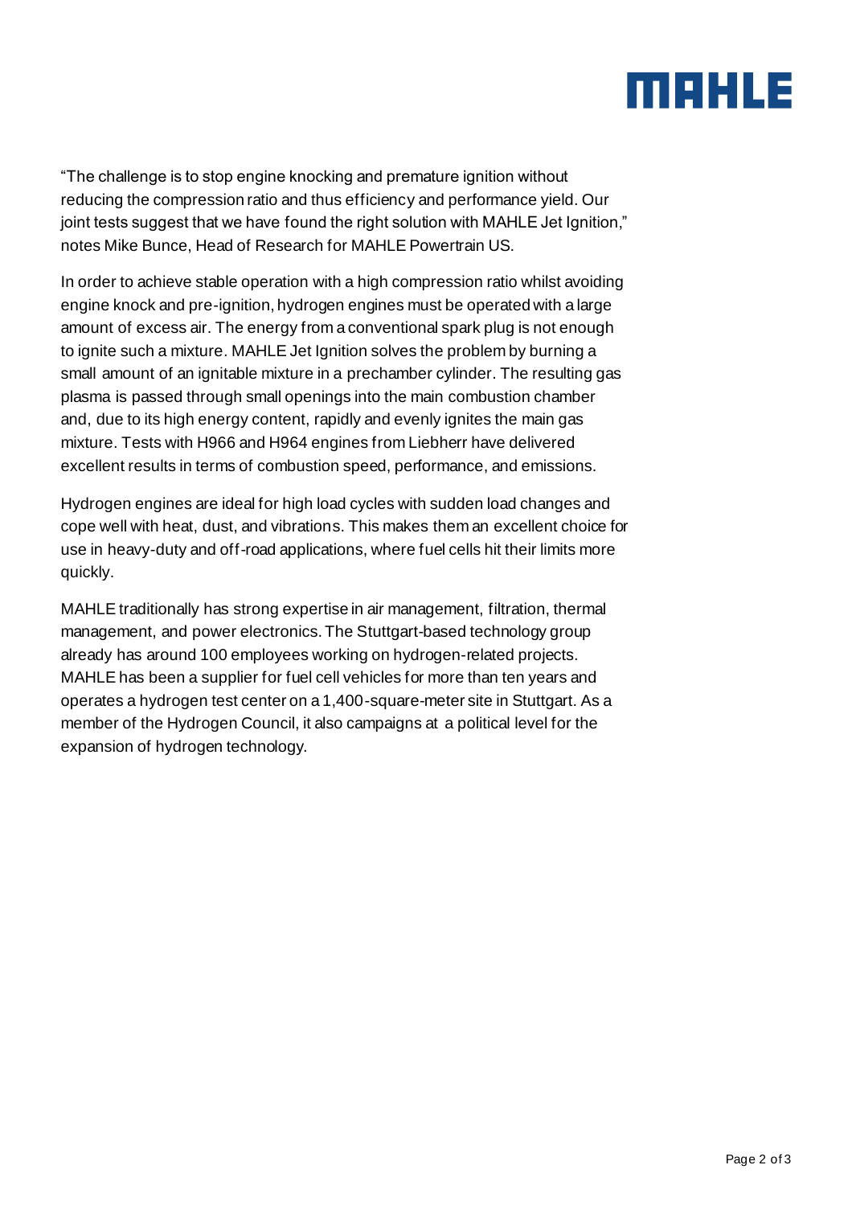"The challenge is to stop engine knocking and premature ignition without reducing the compression ratio and thus efficiency and performance yield. Our joint tests suggest that we have found the right solution with MAHLE Jet Ignition," notes Mike Bunce, Head of Research for MAHLE Powertrain US.

In order to achieve stable operation with a high compression ratio whilst avoiding engine knock and pre-ignition, hydrogen engines must be operated with a large amount of excess air. The energy from a conventional spark plug is not enough to ignite such a mixture. MAHLE Jet Ignition solves the problem by burning a small amount of an ignitable mixture in a prechamber cylinder. The resulting gas plasma is passed through small openings into the main combustion chamber and, due to its high energy content, rapidly and evenly ignites the main gas mixture. Tests with H966 and H964 engines from Liebherr have delivered excellent results in terms of combustion speed, performance, and emissions.

Hydrogen engines are ideal for high load cycles with sudden load changes and cope well with heat, dust, and vibrations. This makes them an excellent choice for use in heavy-duty and off-road applications, where fuel cells hit their limits more quickly.

MAHLE traditionally has strong expertise in air management, filtration, thermal management, and power electronics. The Stuttgart-based technology group already has around 100 employees working on hydrogen-related projects. MAHLE has been a supplier for fuel cell vehicles for more than ten years and operates a hydrogen test center on a 1,400-square-meter site in Stuttgart. As a member of the Hydrogen Council, it also campaigns at a political level for the expansion of hydrogen technology.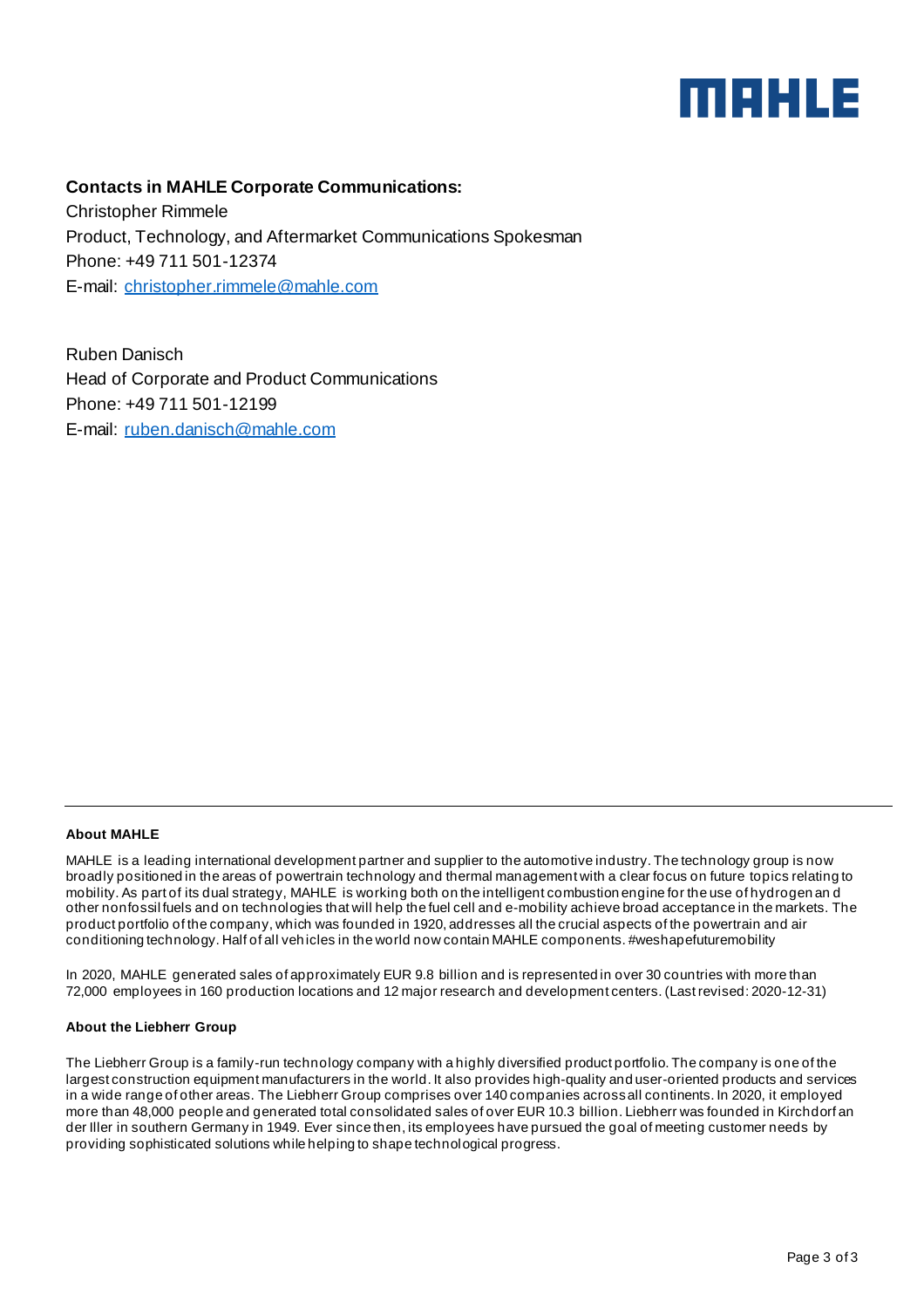**Contacts in MAHLE Corporate Communications:**

Christopher Rimmele
Product, Technology, and Aftermarket Communications Spokesman
Phone: +49 711 501-12374
E-mail: christopher.rimmele@mahle.com

Ruben Danisch
Head of Corporate and Product Communications
Phone: +49 711 501-12199
E-mail: ruben.danisch@mahle.com

---

**About MAHLE**

MAHLE is a leading international development partner and supplier to the automotive industry. The technology group is now broadly positioned in the areas of powertrain technology and thermal management with a clear focus on future topics relating to mobility. As part of its dual strategy, MAHLE is working both on the intelligent combustion engine for the use of hydrogen and other nonfossil fuels and on technologies that will help the fuel cell and e-mobility achieve broad acceptance in the markets. The product portfolio of the company, which was founded in 1920, addresses all the crucial aspects of the powertrain and air conditioning technology. Half of all vehicles in the world now contain MAHLE components. #weshapefuturemobility

In 2020, MAHLE generated sales of approximately EUR 9.8 billion and is represented in over 30 countries with more than 72,000 employees in 160 production locations and 12 major research and development centers. (Last revised: 2020-12-31)

**About the Liebherr Group**

The Liebherr Group is a family-run technology company with a highly diversified product portfolio. The company is one of the largest construction equipment manufacturers in the world. It also provides high-quality and user-oriented products and services in a wide range of other areas. The Liebherr Group comprises over 140 companies across all continents. In 2020, it employed more than 48,000 people and generated total consolidated sales of over EUR 10.3 billion. Liebherr was founded in Kirchdorf an der Iller in southern Germany in 1949. Ever since then, its employees have pursued the goal of meeting customer needs by providing sophisticated solutions while helping to shape technological progress.